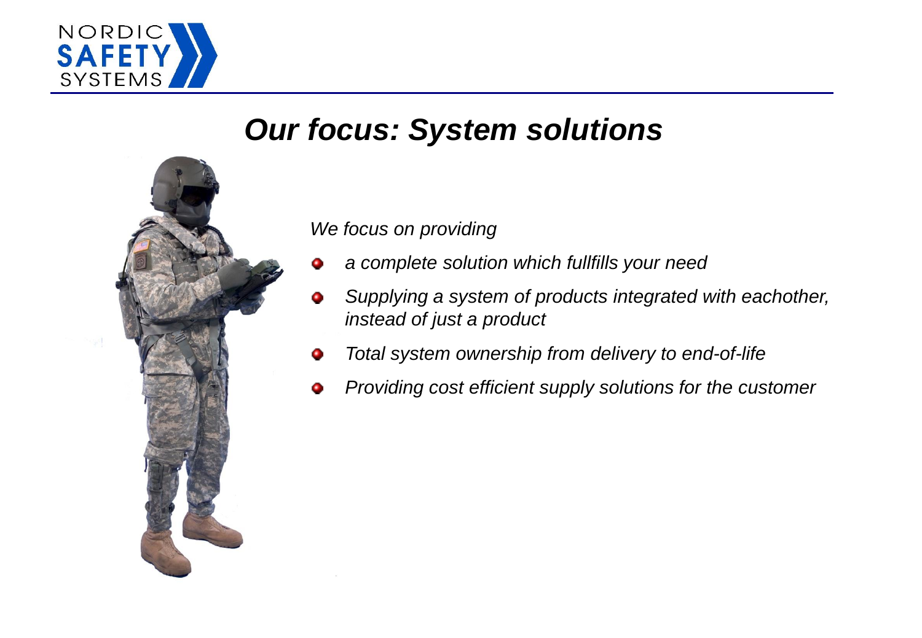NORDIC SAFETY SYSTEMS

# *Our focus: System solutions*

*We focus on providing*

- *a complete solution which fullfills your need*
- *Supplying a system of products integrated with eachother, instead of just a product*
- *Total system ownership from delivery to end-of-life*
- *Providing cost efficient supply solutions for the customer*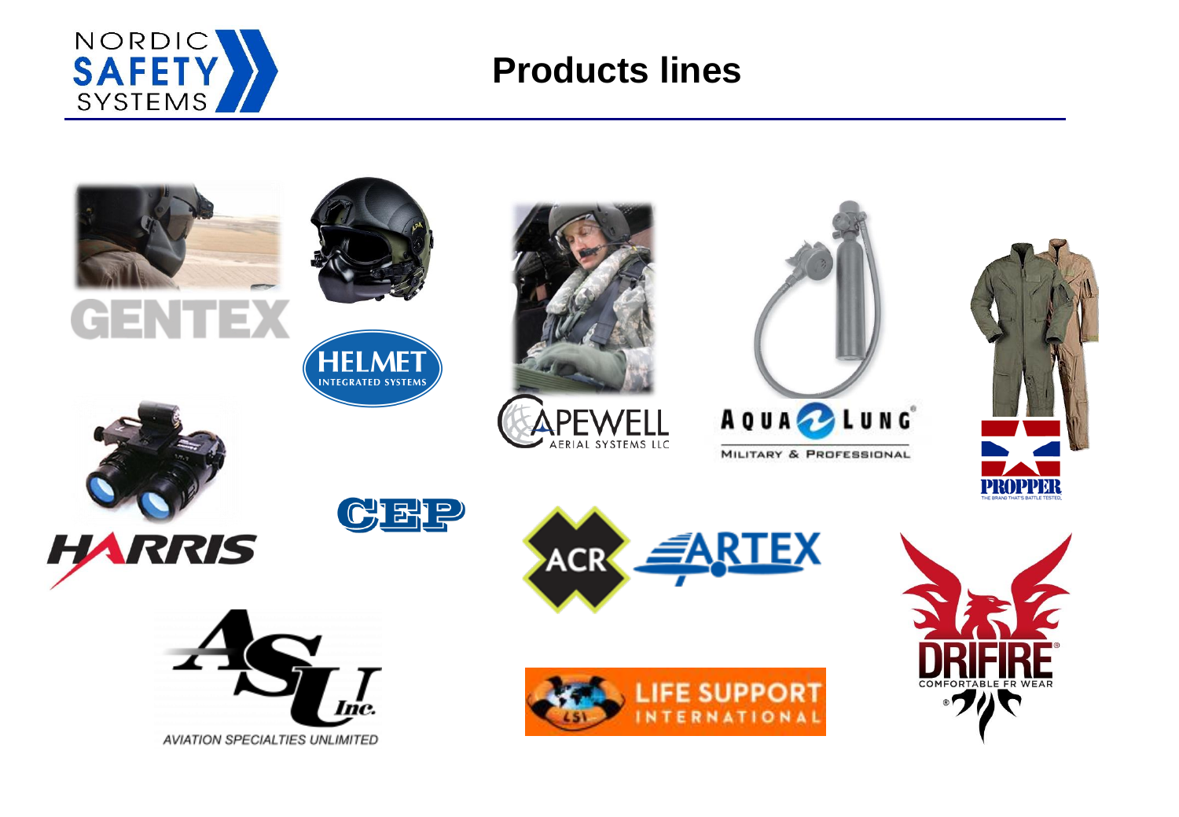# Products lines

GENTEX

HELMET INTEGRATED SYSTEMS

CAPEWELL AERIAL SYSTEMS LLC

AQUA LUNG MILITARY & PROFESSIONAL

PROPPER THE BRAND THAT'S BATTLE TESTED.

HARRIS

CEP

ACR ARTEX

DRIFIRE COMFORTABLE FR WEAR

ASU Inc. AVIATION SPECIALTIES UNLIMITED

LSI LIFE SUPPORT INTERNATIONAL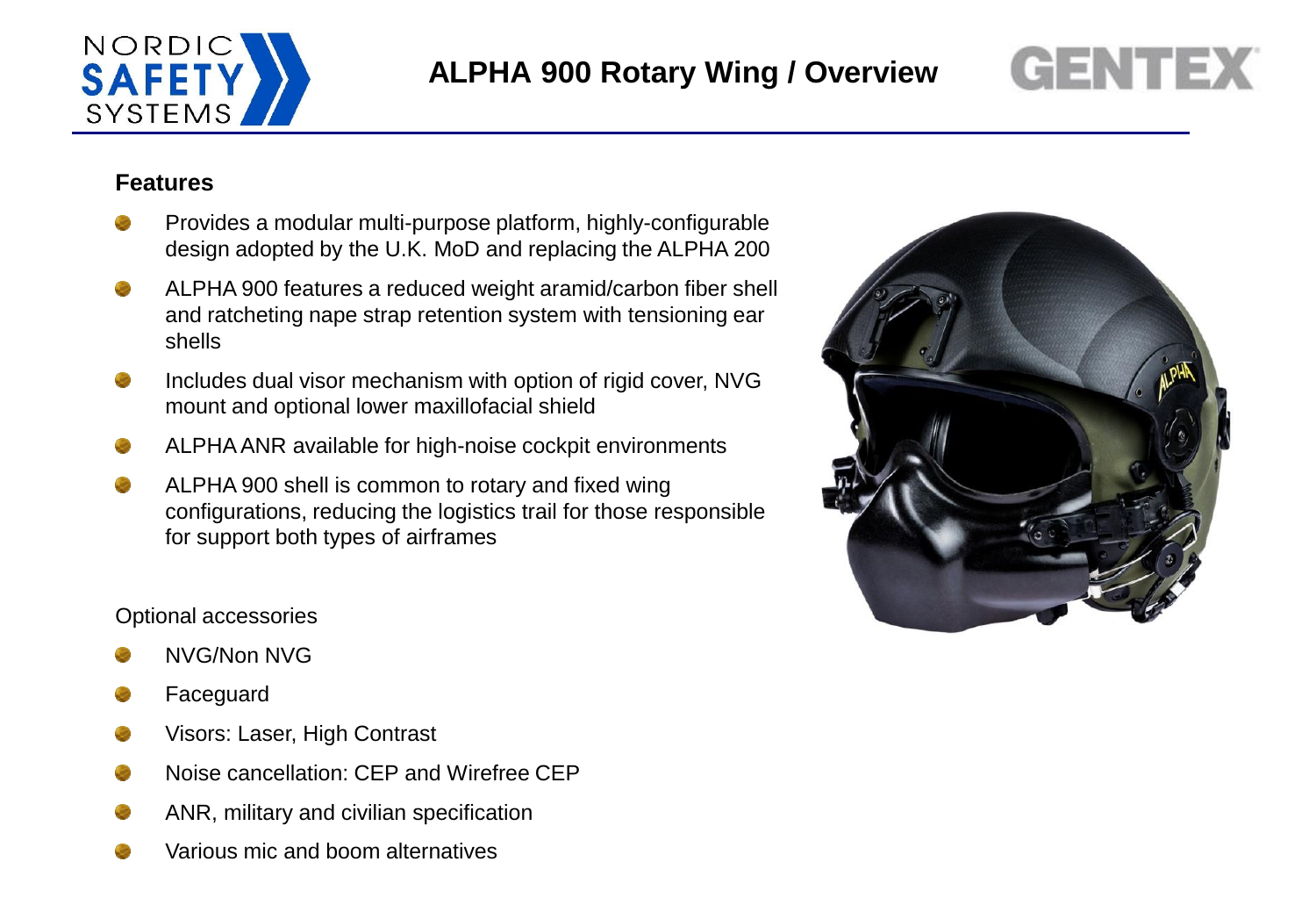# ALPHA 900 Rotary Wing / Overview

## Features

- Provides a modular multi-purpose platform, highly-configurable design adopted by the U.K. MoD and replacing the ALPHA 200
- ALPHA 900 features a reduced weight aramid/carbon fiber shell and ratcheting nape strap retention system with tensioning ear shells
- Includes dual visor mechanism with option of rigid cover, NVG mount and optional lower maxillofacial shield
- ALPHA ANR available for high-noise cockpit environments
- ALPHA 900 shell is common to rotary and fixed wing configurations, reducing the logistics trail for those responsible for support both types of airframes

Optional accessories

- NVG/Non NVG
- Faceguard
- Visors: Laser, High Contrast
- Noise cancellation: CEP and Wirefree CEP
- ANR, military and civilian specification
- Various mic and boom alternatives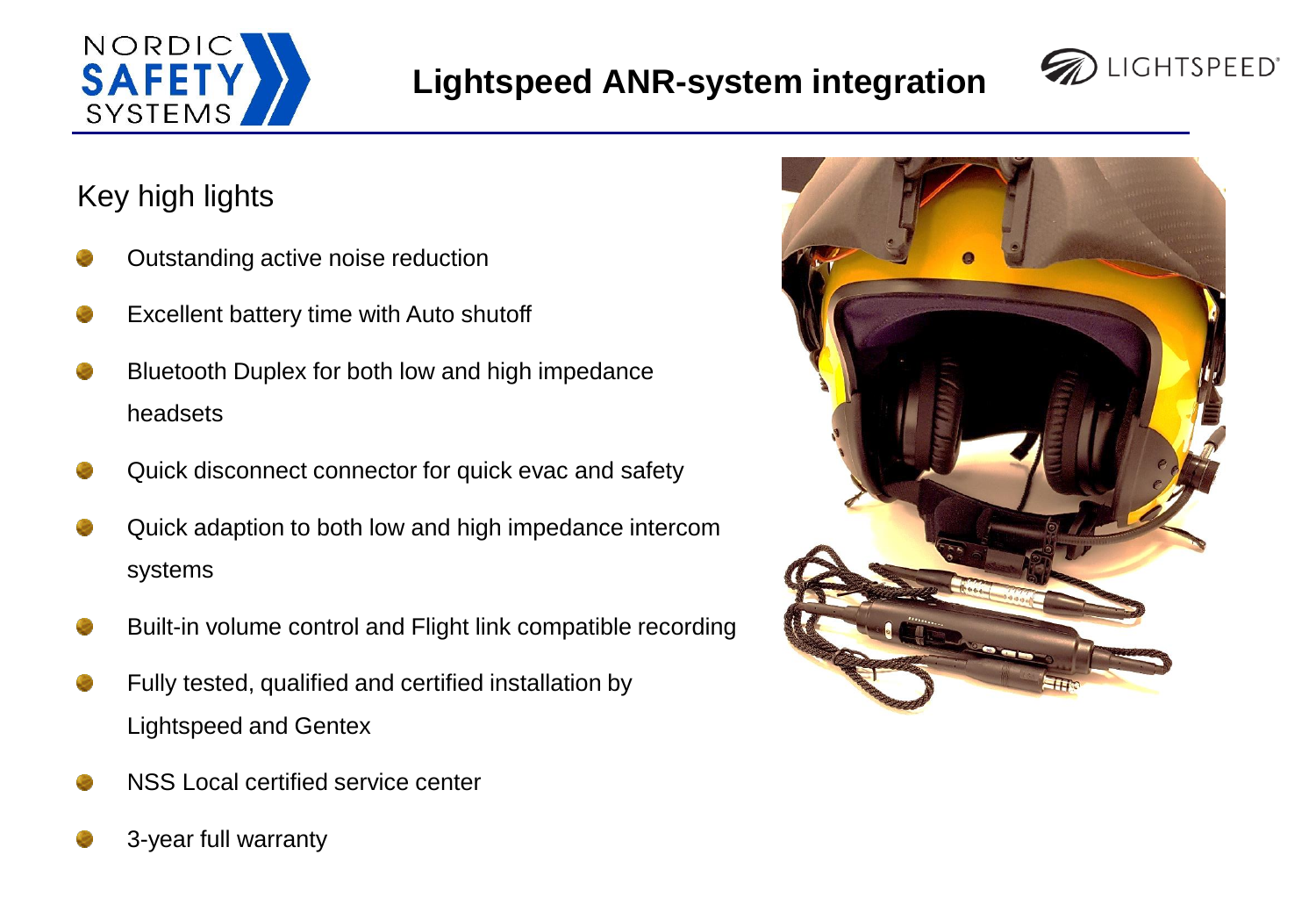# Lightspeed ANR-system integration

## Key high lights

- Outstanding active noise reduction
- Excellent battery time with Auto shutoff
- Bluetooth Duplex for both low and high impedance headsets
- Quick disconnect connector for quick evac and safety
- Quick adaption to both low and high impedance intercom systems
- Built-in volume control and Flight link compatible recording
- Fully tested, qualified and certified installation by Lightspeed and Gentex
- NSS Local certified service center
- 3-year full warranty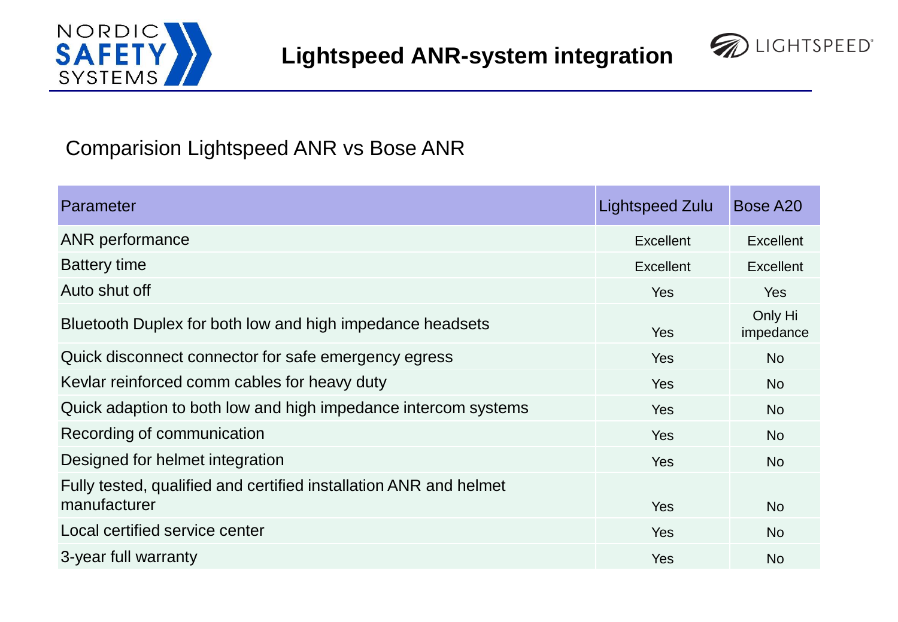# Lightspeed ANR-system integration

## Comparision Lightspeed ANR vs Bose ANR

| Parameter | Lightspeed Zulu | Bose A20 |
|---|---|---|
| ANR performance | Excellent | Excellent |
| Battery time | Excellent | Excellent |
| Auto shut off | Yes | Yes |
| Bluetooth Duplex for both low and high impedance headsets | Yes | Only Hi impedance |
| Quick disconnect connector for safe emergency egress | Yes | No |
| Kevlar reinforced comm cables for heavy duty | Yes | No |
| Quick adaption to both low and high impedance intercom systems | Yes | No |
| Recording of communication | Yes | No |
| Designed for helmet integration | Yes | No |
| Fully tested, qualified and certified installation ANR and helmet manufacturer | Yes | No |
| Local certified service center | Yes | No |
| 3-year full warranty | Yes | No |